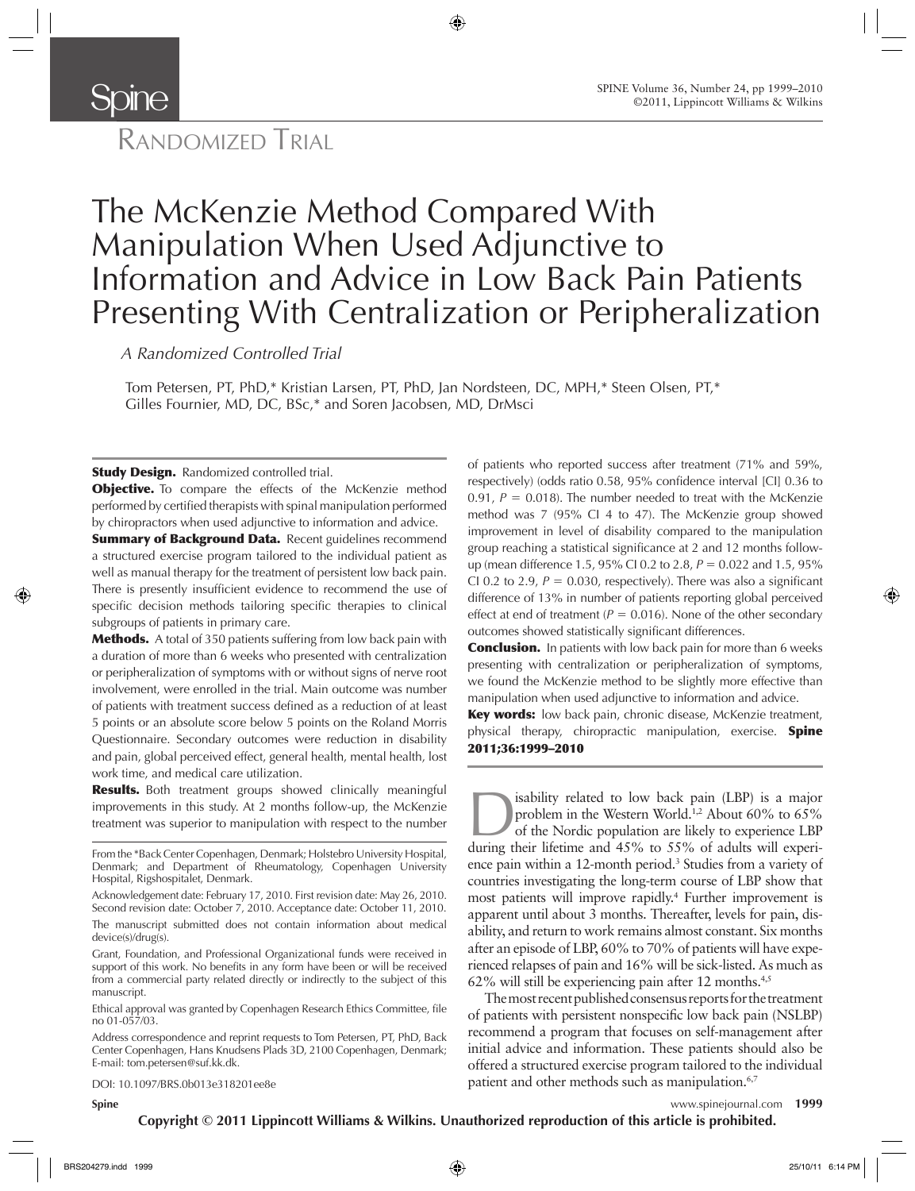# RANDOMIZED TRIAL

# The McKenzie Method Compared With Manipulation When Used Adjunctive to Information and Advice in Low Back Pain Patients Presenting With Centralization or Peripheralization

*A Randomized Controlled Trial*

Tom Petersen, PT, PhD,* Kristian Larsen, PT, PhD, Jan Nordsteen, DC, MPH,* Steen Olsen, PT,* Gilles Fournier, MD, DC, BSc,* and Soren Jacobsen, MD, DrMsci

**Study Design.** Randomized controlled trial.

**Objective.** To compare the effects of the McKenzie method performed by certified therapists with spinal manipulation performed by chiropractors when used adjunctive to information and advice.

**Summary of Background Data.** Recent guidelines recommend a structured exercise program tailored to the individual patient as well as manual therapy for the treatment of persistent low back pain. There is presently insufficient evidence to recommend the use of specific decision methods tailoring specific therapies to clinical subgroups of patients in primary care.

**Methods.** A total of 350 patients suffering from low back pain with a duration of more than 6 weeks who presented with centralization or peripheralization of symptoms with or without signs of nerve root involvement, were enrolled in the trial. Main outcome was number of patients with treatment success defined as a reduction of at least 5 points or an absolute score below 5 points on the Roland Morris Questionnaire. Secondary outcomes were reduction in disability and pain, global perceived effect, general health, mental health, lost work time, and medical care utilization.

**Results.** Both treatment groups showed clinically meaningful improvements in this study. At 2 months follow-up, the McKenzie treatment was superior to manipulation with respect to the number of patients who reported success after treatment (71% and 59%, respectively) (odds ratio 0.58, 95% confidence interval [CI] 0.36 to 0.91, $P = 0.018$). The number needed to treat with the McKenzie method was 7 (95% CI 4 to 47). The McKenzie group showed improvement in level of disability compared to the manipulation group reaching a statistical significance at 2 and 12 months follow-up (mean difference 1.5, 95% CI 0.2 to 2.8, $P = 0.022$ and 1.5, 95% CI 0.2 to 2.9, $P = 0.030$, respectively). There was also a significant difference of 13% in number of patients reporting global perceived effect at end of treatment ($P = 0.016$). None of the other secondary outcomes showed statistically significant differences.

**Conclusion.** In patients with low back pain for more than 6 weeks presenting with centralization or peripheralization of symptoms, we found the McKenzie method to be slightly more effective than manipulation when used adjunctive to information and advice.

**Key words:** low back pain, chronic disease, McKenzie treatment, physical therapy, chiropractic manipulation, exercise. **Spine 2011;36:1999–2010**

From the *Back Center Copenhagen, Denmark; Holstebro University Hospital, Denmark; and Department of Rheumatology, Copenhagen University Hospital, Rigshospitalet, Denmark.

Acknowledgement date: February 17, 2010. First revision date: May 26, 2010. Second revision date: October 7, 2010. Acceptance date: October 11, 2010.

The manuscript submitted does not contain information about medical device(s)/drug(s).

Grant, Foundation, and Professional Organizational funds were received in support of this work. No benefits in any form have been or will be received from a commercial party related directly or indirectly to the subject of this manuscript.

Ethical approval was granted by Copenhagen Research Ethics Committee, file no 01-057/03.

Address correspondence and reprint requests to Tom Petersen, PT, PhD, Back Center Copenhagen, Hans Knudsens Plads 3D, 2100 Copenhagen, Denmark; E-mail: tom.petersen@suf.kk.dk.

DOI: 10.1097/BRS.0b013e318201ee8e

Disability related to low back pain (LBP) is a major problem in the Western World.[1,2] About 60% to 65% of the Nordic population are likely to experience LBP during their lifetime and 45% to 55% of adults will experience pain within a 12-month period.[3] Studies from a variety of countries investigating the long-term course of LBP show that most patients will improve rapidly.[4] Further improvement is apparent until about 3 months. Thereafter, levels for pain, disability, and return to work remains almost constant. Six months after an episode of LBP, 60% to 70% of patients will have experienced relapses of pain and 16% will be sick-listed. As much as 62% will still be experiencing pain after 12 months.[4,5]

The most recent published consensus reports for the treatment of patients with persistent nonspecific low back pain (NSLBP) recommend a program that focuses on self-management after initial advice and information. These patients should also be offered a structured exercise program tailored to the individual patient and other methods such as manipulation.[6,7]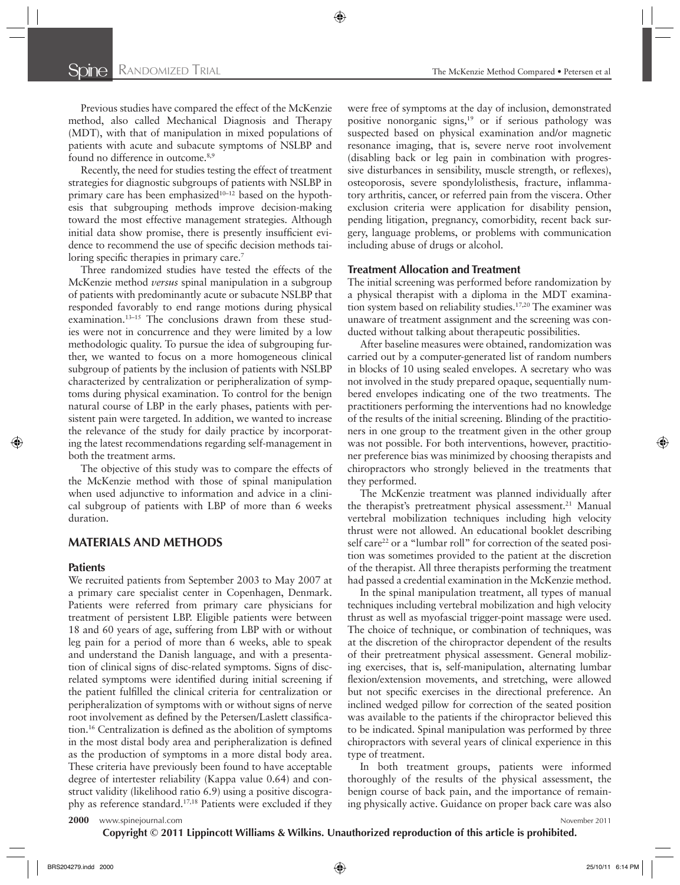Previous studies have compared the effect of the McKenzie method, also called Mechanical Diagnosis and Therapy (MDT), with that of manipulation in mixed populations of patients with acute and subacute symptoms of NSLBP and found no difference in outcome.[8,9]

Recently, the need for studies testing the effect of treatment strategies for diagnostic subgroups of patients with NSLBP in primary care has been emphasized[10–12] based on the hypothesis that subgrouping methods improve decision-making toward the most effective management strategies. Although initial data show promise, there is presently insufficient evidence to recommend the use of specific decision methods tailoring specific therapies in primary care.[7]

Three randomized studies have tested the effects of the McKenzie method *versus* spinal manipulation in a subgroup of patients with predominantly acute or subacute NSLBP that responded favorably to end range motions during physical examination.[13–15] The conclusions drawn from these studies were not in concurrence and they were limited by a low methodologic quality. To pursue the idea of subgrouping further, we wanted to focus on a more homogeneous clinical subgroup of patients by the inclusion of patients with NSLBP characterized by centralization or peripheralization of symptoms during physical examination. To control for the benign natural course of LBP in the early phases, patients with persistent pain were targeted. In addition, we wanted to increase the relevance of the study for daily practice by incorporating the latest recommendations regarding self-management in both the treatment arms.

The objective of this study was to compare the effects of the McKenzie method with those of spinal manipulation when used adjunctive to information and advice in a clinical subgroup of patients with LBP of more than 6 weeks duration.

## MATERIALS AND METHODS

### Patients

We recruited patients from September 2003 to May 2007 at a primary care specialist center in Copenhagen, Denmark. Patients were referred from primary care physicians for treatment of persistent LBP. Eligible patients were between 18 and 60 years of age, suffering from LBP with or without leg pain for a period of more than 6 weeks, able to speak and understand the Danish language, and with a presentation of clinical signs of disc-related symptoms. Signs of disc-related symptoms were identified during initial screening if the patient fulfilled the clinical criteria for centralization or peripheralization of symptoms with or without signs of nerve root involvement as defined by the Petersen/Laslett classification.[16] Centralization is defined as the abolition of symptoms in the most distal body area and peripheralization is defined as the production of symptoms in a more distal body area. These criteria have previously been found to have acceptable degree of intertester reliability (Kappa value 0.64) and construct validity (likelihood ratio 6.9) using a positive discography as reference standard.[17,18] Patients were excluded if they were free of symptoms at the day of inclusion, demonstrated positive nonorganic signs,[19] or if serious pathology was suspected based on physical examination and/or magnetic resonance imaging, that is, severe nerve root involvement (disabling back or leg pain in combination with progressive disturbances in sensibility, muscle strength, or reflexes), osteoporosis, severe spondylolisthesis, fracture, inflammatory arthritis, cancer, or referred pain from the viscera. Other exclusion criteria were application for disability pension, pending litigation, pregnancy, comorbidity, recent back surgery, language problems, or problems with communication including abuse of drugs or alcohol.

### Treatment Allocation and Treatment

The initial screening was performed before randomization by a physical therapist with a diploma in the MDT examination system based on reliability studies.[17,20] The examiner was unaware of treatment assignment and the screening was conducted without talking about therapeutic possibilities.

After baseline measures were obtained, randomization was carried out by a computer-generated list of random numbers in blocks of 10 using sealed envelopes. A secretary who was not involved in the study prepared opaque, sequentially numbered envelopes indicating one of the two treatments. The practitioners performing the interventions had no knowledge of the results of the initial screening. Blinding of the practitioners in one group to the treatment given in the other group was not possible. For both interventions, however, practitioner preference bias was minimized by choosing therapists and chiropractors who strongly believed in the treatments that they performed.

The McKenzie treatment was planned individually after the therapist's pretreatment physical assessment.[21] Manual vertebral mobilization techniques including high velocity thrust were not allowed. An educational booklet describing self care[22] or a "lumbar roll" for correction of the seated position was sometimes provided to the patient at the discretion of the therapist. All three therapists performing the treatment had passed a credential examination in the McKenzie method.

In the spinal manipulation treatment, all types of manual techniques including vertebral mobilization and high velocity thrust as well as myofascial trigger-point massage were used. The choice of technique, or combination of techniques, was at the discretion of the chiropractor dependent of the results of their pretreatment physical assessment. General mobilizing exercises, that is, self-manipulation, alternating lumbar flexion/extension movements, and stretching, were allowed but not specific exercises in the directional preference. An inclined wedged pillow for correction of the seated position was available to the patients if the chiropractor believed this to be indicated. Spinal manipulation was performed by three chiropractors with several years of clinical experience in this type of treatment.

In both treatment groups, patients were informed thoroughly of the results of the physical assessment, the benign course of back pain, and the importance of remaining physically active. Guidance on proper back care was also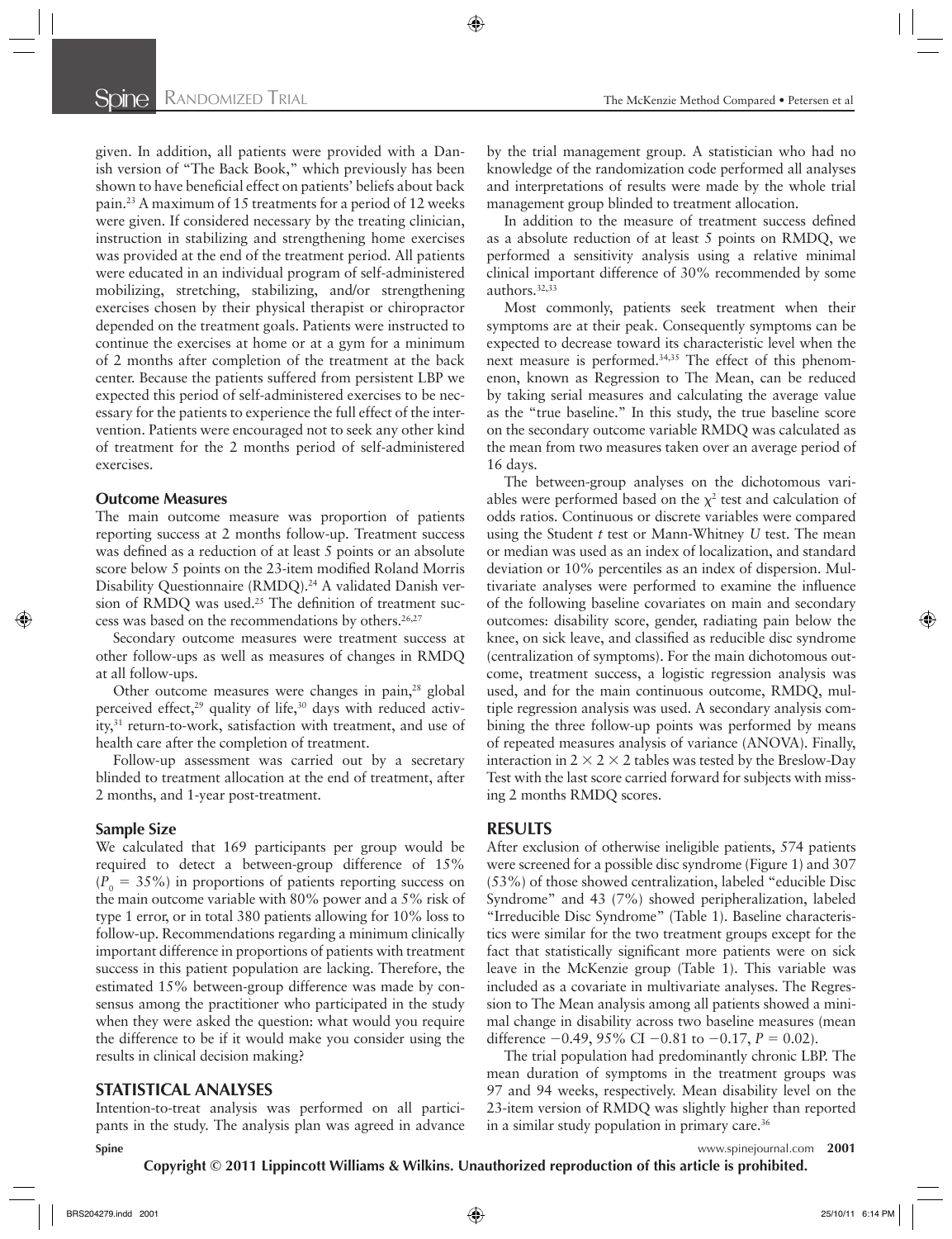given. In addition, all patients were provided with a Danish version of "The Back Book," which previously has been shown to have beneficial effect on patients' beliefs about back pain.[23] A maximum of 15 treatments for a period of 12 weeks were given. If considered necessary by the treating clinician, instruction in stabilizing and strengthening home exercises was provided at the end of the treatment period. All patients were educated in an individual program of self-administered mobilizing, stretching, stabilizing, and/or strengthening exercises chosen by their physical therapist or chiropractor depended on the treatment goals. Patients were instructed to continue the exercises at home or at a gym for a minimum of 2 months after completion of the treatment at the back center. Because the patients suffered from persistent LBP we expected this period of self-administered exercises to be necessary for the patients to experience the full effect of the intervention. Patients were encouraged not to seek any other kind of treatment for the 2 months period of self-administered exercises.

### Outcome Measures

The main outcome measure was proportion of patients reporting success at 2 months follow-up. Treatment success was defined as a reduction of at least 5 points or an absolute score below 5 points on the 23-item modified Roland Morris Disability Questionnaire (RMDQ).[24] A validated Danish version of RMDQ was used.[25] The definition of treatment success was based on the recommendations by others.[26,27]

Secondary outcome measures were treatment success at other follow-ups as well as measures of changes in RMDQ at all follow-ups.

Other outcome measures were changes in pain,[28] global perceived effect,[29] quality of life,[30] days with reduced activity,[31] return-to-work, satisfaction with treatment, and use of health care after the completion of treatment.

Follow-up assessment was carried out by a secretary blinded to treatment allocation at the end of treatment, after 2 months, and 1-year post-treatment.

### Sample Size

We calculated that 169 participants per group would be required to detect a between-group difference of 15% ($P_0$ = 35%) in proportions of patients reporting success on the main outcome variable with 80% power and a 5% risk of type 1 error, or in total 380 patients allowing for 10% loss to follow-up. Recommendations regarding a minimum clinically important difference in proportions of patients with treatment success in this patient population are lacking. Therefore, the estimated 15% between-group difference was made by consensus among the practitioner who participated in the study when they were asked the question: what would you require the difference to be if it would make you consider using the results in clinical decision making?

## STATISTICAL ANALYSES

Intention-to-treat analysis was performed on all participants in the study. The analysis plan was agreed in advance by the trial management group. A statistician who had no knowledge of the randomization code performed all analyses and interpretations of results were made by the whole trial management group blinded to treatment allocation.

In addition to the measure of treatment success defined as a absolute reduction of at least 5 points on RMDQ, we performed a sensitivity analysis using a relative minimal clinical important difference of 30% recommended by some authors.[32,33]

Most commonly, patients seek treatment when their symptoms are at their peak. Consequently symptoms can be expected to decrease toward its characteristic level when the next measure is performed.[34,35] The effect of this phenomenon, known as Regression to The Mean, can be reduced by taking serial measures and calculating the average value as the "true baseline." In this study, the true baseline score on the secondary outcome variable RMDQ was calculated as the mean from two measures taken over an average period of 16 days.

The between-group analyses on the dichotomous variables were performed based on the $\chi^2$ test and calculation of odds ratios. Continuous or discrete variables were compared using the Student *t* test or Mann-Whitney *U* test. The mean or median was used as an index of localization, and standard deviation or 10% percentiles as an index of dispersion. Multivariate analyses were performed to examine the influence of the following baseline covariates on main and secondary outcomes: disability score, gender, radiating pain below the knee, on sick leave, and classified as reducible disc syndrome (centralization of symptoms). For the main dichotomous outcome, treatment success, a logistic regression analysis was used, and for the main continuous outcome, RMDQ, multiple regression analysis was used. A secondary analysis combining the three follow-up points was performed by means of repeated measures analysis of variance (ANOVA). Finally, interaction in $2 \times 2 \times 2$ tables was tested by the Breslow-Day Test with the last score carried forward for subjects with missing 2 months RMDQ scores.

## RESULTS

After exclusion of otherwise ineligible patients, 574 patients were screened for a possible disc syndrome (Figure 1) and 307 (53%) of those showed centralization, labeled "educible Disc Syndrome" and 43 (7%) showed peripheralization, labeled "Irreducible Disc Syndrome" (Table 1). Baseline characteristics were similar for the two treatment groups except for the fact that statistically significant more patients were on sick leave in the McKenzie group (Table 1). This variable was included as a covariate in multivariate analyses. The Regression to The Mean analysis among all patients showed a minimal change in disability across two baseline measures (mean difference −0.49, 95% CI −0.81 to −0.17, $P$ = 0.02).

The trial population had predominantly chronic LBP. The mean duration of symptoms in the treatment groups was 97 and 94 weeks, respectively. Mean disability level on the 23-item version of RMDQ was slightly higher than reported in a similar study population in primary care.[36]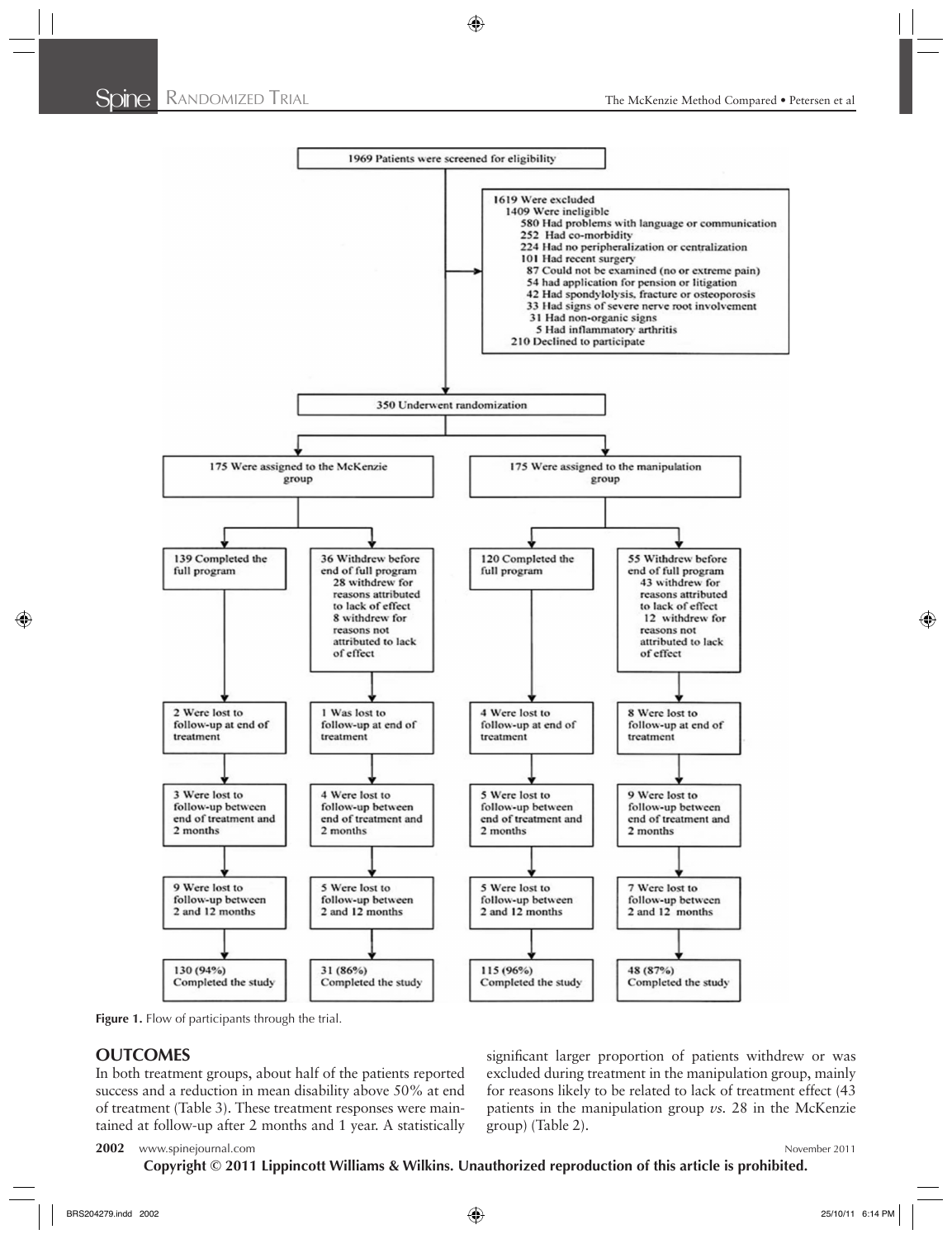1969 Patients were screened for eligibility

1619 Were excluded
- 1409 Were ineligible
  - 580 Had problems with language or communication
  - 252 Had co-morbidity
  - 224 Had no peripheralization or centralization
  - 101 Had recent surgery
  - 87 Could not be examined (no or extreme pain)
  - 54 had application for pension or litigation
  - 42 Had spondylolysis, fracture or osteoporosis
  - 33 Had signs of severe nerve root involvement
  - 31 Had non-organic signs
  - 5 Had inflammatory arthritis
- 210 Declined to participate

350 Underwent randomization

| 175 Were assigned to the McKenzie group | | 175 Were assigned to the manipulation group | |
|---|---|---|---|
| 139 Completed the full program | 36 Withdrew before end of full program: 28 withdrew for reasons attributed to lack of effect; 8 withdrew for reasons not attributed to lack of effect | 120 Completed the full program | 55 Withdrew before end of full program: 43 withdrew for reasons attributed to lack of effect; 12 withdrew for reasons not attributed to lack of effect |
| 2 Were lost to follow-up at end of treatment | 1 Was lost to follow-up at end of treatment | 4 Were lost to follow-up at end of treatment | 8 Were lost to follow-up at end of treatment |
| 3 Were lost to follow-up between end of treatment and 2 months | 4 Were lost to follow-up between end of treatment and 2 months | 5 Were lost to follow-up between end of treatment and 2 months | 9 Were lost to follow-up between end of treatment and 2 months |
| 9 Were lost to follow-up between 2 and 12 months | 5 Were lost to follow-up between 2 and 12 months | 5 Were lost to follow-up between 2 and 12 months | 7 Were lost to follow-up between 2 and 12 months |
| 130 (94%) Completed the study | 31 (86%) Completed the study | 115 (96%) Completed the study | 48 (87%) Completed the study |

**Figure 1.** Flow of participants through the trial.

## OUTCOMES

In both treatment groups, about half of the patients reported success and a reduction in mean disability above 50% at end of treatment (Table 3). These treatment responses were maintained at follow-up after 2 months and 1 year. A statistically significant larger proportion of patients withdrew or was excluded during treatment in the manipulation group, mainly for reasons likely to be related to lack of treatment effect (43 patients in the manipulation group *vs.* 28 in the McKenzie group) (Table 2).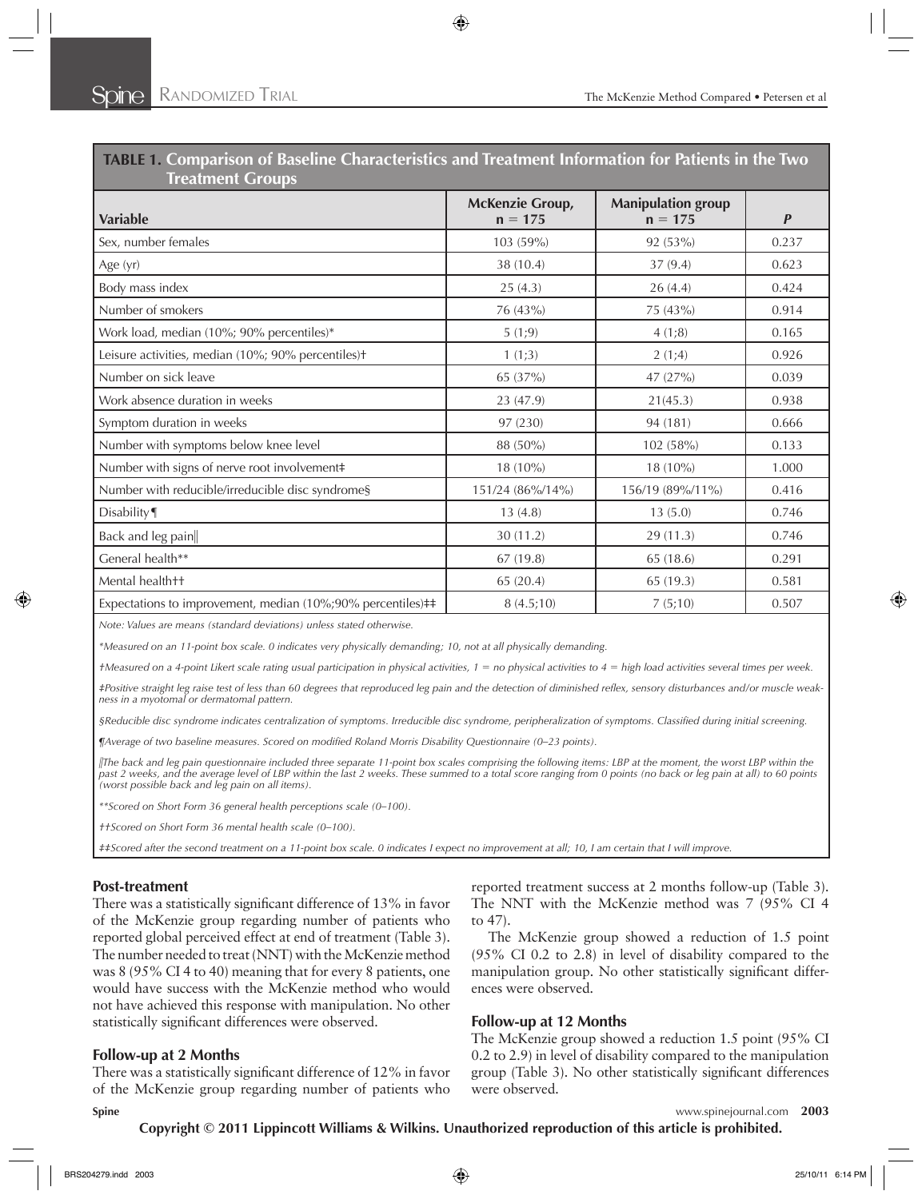**TABLE 1. Comparison of Baseline Characteristics and Treatment Information for Patients in the Two Treatment Groups**

| Variable | McKenzie Group, n = 175 | Manipulation group n = 175 | *P* |
|---|---|---|---|
| Sex, number females | 103 (59%) | 92 (53%) | 0.237 |
| Age (yr) | 38 (10.4) | 37 (9.4) | 0.623 |
| Body mass index | 25 (4.3) | 26 (4.4) | 0.424 |
| Number of smokers | 76 (43%) | 75 (43%) | 0.914 |
| Work load, median (10%; 90% percentiles)* | 5 (1;9) | 4 (1;8) | 0.165 |
| Leisure activities, median (10%; 90% percentiles)† | 1 (1;3) | 2 (1;4) | 0.926 |
| Number on sick leave | 65 (37%) | 47 (27%) | 0.039 |
| Work absence duration in weeks | 23 (47.9) | 21(45.3) | 0.938 |
| Symptom duration in weeks | 97 (230) | 94 (181) | 0.666 |
| Number with symptoms below knee level | 88 (50%) | 102 (58%) | 0.133 |
| Number with signs of nerve root involvement‡ | 18 (10%) | 18 (10%) | 1.000 |
| Number with reducible/irreducible disc syndrome§ | 151/24 (86%/14%) | 156/19 (89%/11%) | 0.416 |
| Disability¶ | 13 (4.8) | 13 (5.0) | 0.746 |
| Back and leg pain‖ | 30 (11.2) | 29 (11.3) | 0.746 |
| General health** | 67 (19.8) | 65 (18.6) | 0.291 |
| Mental health†† | 65 (20.4) | 65 (19.3) | 0.581 |
| Expectations to improvement, median (10%;90% percentiles)‡‡ | 8 (4.5;10) | 7 (5;10) | 0.507 |

*Note: Values are means (standard deviations) unless stated otherwise.*

*\*Measured on an 11-point box scale. 0 indicates very physically demanding; 10, not at all physically demanding.*

*†Measured on a 4-point Likert scale rating usual participation in physical activities, 1 = no physical activities to 4 = high load activities several times per week.*

*‡Positive straight leg raise test of less than 60 degrees that reproduced leg pain and the detection of diminished reflex, sensory disturbances and/or muscle weakness in a myotomal or dermatomal pattern.*

*§Reducible disc syndrome indicates centralization of symptoms. Irreducible disc syndrome, peripheralization of symptoms. Classified during initial screening.*

*¶Average of two baseline measures. Scored on modified Roland Morris Disability Questionnaire (0–23 points).*

*‖The back and leg pain questionnaire included three separate 11-point box scales comprising the following items: LBP at the moment, the worst LBP within the past 2 weeks, and the average level of LBP within the last 2 weeks. These summed to a total score ranging from 0 points (no back or leg pain at all) to 60 points (worst possible back and leg pain on all items).*

*\*\*Scored on Short Form 36 general health perceptions scale (0–100).*

*††Scored on Short Form 36 mental health scale (0–100).*

*‡‡Scored after the second treatment on a 11-point box scale. 0 indicates I expect no improvement at all; 10, I am certain that I will improve.*

### Post-treatment

There was a statistically significant difference of 13% in favor of the McKenzie group regarding number of patients who reported global perceived effect at end of treatment (Table 3). The number needed to treat (NNT) with the McKenzie method was 8 (95% CI 4 to 40) meaning that for every 8 patients, one would have success with the McKenzie method who would not have achieved this response with manipulation. No other statistically significant differences were observed.

### Follow-up at 2 Months

There was a statistically significant difference of 12% in favor of the McKenzie group regarding number of patients who reported treatment success at 2 months follow-up (Table 3). The NNT with the McKenzie method was 7 (95% CI 4 to 47).

The McKenzie group showed a reduction of 1.5 point (95% CI 0.2 to 2.8) in level of disability compared to the manipulation group. No other statistically significant differences were observed.

### Follow-up at 12 Months

The McKenzie group showed a reduction 1.5 point (95% CI 0.2 to 2.9) in level of disability compared to the manipulation group (Table 3). No other statistically significant differences were observed.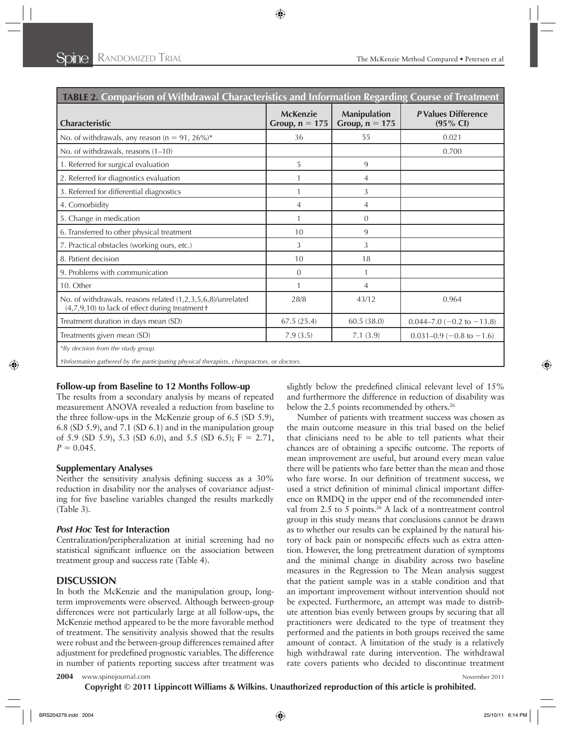**TABLE 2. Comparison of Withdrawal Characteristics and Information Regarding Course of Treatment**

| Characteristic | McKenzie Group, n = 175 | Manipulation Group, n = 175 | *P* Values Difference (95% CI) |
|---|---|---|---|
| No. of withdrawals, any reason (n = 91, 26%)* | 36 | 55 | 0.021 |
| No. of withdrawals, reasons (1–10) | | | 0.700 |
| 1. Referred for surgical evaluation | 5 | 9 | |
| 2. Referred for diagnostics evaluation | 1 | 4 | |
| 3. Referred for differential diagnostics | 1 | 3 | |
| 4. Comorbidity | 4 | 4 | |
| 5. Change in medication | 1 | 0 | |
| 6. Transferred to other physical treatment | 10 | 9 | |
| 7. Practical obstacles (working ours, etc.) | 3 | 3 | |
| 8. Patient decision | 10 | 18 | |
| 9. Problems with communication | 0 | 1 | |
| 10. Other | 1 | 4 | |
| No. of withdrawals, reasons related (1,2,3,5,6,8)/unrelated (4,7,9,10) to lack of effect during treatment† | 28/8 | 43/12 | 0.964 |
| Treatment duration in days mean (SD) | 67.5 (25.4) | 60.5 (38.0) | 0.044–7.0 (−0.2 to −13.8) |
| Treatments given mean (SD) | 7.9 (3.5) | 7.1 (3.9) | 0.031–0.9 (−0.8 to −1.6) |

*By decision from the study group.

†Information gathered by the participating physical therapists, chiropractors, or doctors.

### Follow-up from Baseline to 12 Months Follow-up

The results from a secondary analysis by means of repeated measurement ANOVA revealed a reduction from baseline to the three follow-ups in the McKenzie group of 6.5 (SD 5.9), 6.8 (SD 5.9), and 7.1 (SD 6.1) and in the manipulation group of 5.9 (SD 5.9), 5.3 (SD 6.0), and 5.5 (SD 6.5); $F = 2.71$, $P = 0.045$.

### Supplementary Analyses

Neither the sensitivity analysis defining success as a 30% reduction in disability nor the analyses of covariance adjusting for five baseline variables changed the results markedly (Table 3).

### *Post Hoc* Test for Interaction

Centralization/peripheralization at initial screening had no statistical significant influence on the association between treatment group and success rate (Table 4).

## DISCUSSION

In both the McKenzie and the manipulation group, long-term improvements were observed. Although between-group differences were not particularly large at all follow-ups, the McKenzie method appeared to be the more favorable method of treatment. The sensitivity analysis showed that the results were robust and the between-group differences remained after adjustment for predefined prognostic variables. The difference in number of patients reporting success after treatment was slightly below the predefined clinical relevant level of 15% and furthermore the difference in reduction of disability was below the 2.5 points recommended by others.[26]

Number of patients with treatment success was chosen as the main outcome measure in this trial based on the belief that clinicians need to be able to tell patients what their chances are of obtaining a specific outcome. The reports of mean improvement are useful, but around every mean value there will be patients who fare better than the mean and those who fare worse. In our definition of treatment success, we used a strict definition of minimal clinical important difference on RMDQ in the upper end of the recommended interval from 2.5 to 5 points.[26] A lack of a nontreatment control group in this study means that conclusions cannot be drawn as to whether our results can be explained by the natural history of back pain or nonspecific effects such as extra attention. However, the long pretreatment duration of symptoms and the minimal change in disability across two baseline measures in the Regression to The Mean analysis suggest that the patient sample was in a stable condition and that an important improvement without intervention should not be expected. Furthermore, an attempt was made to distribute attention bias evenly between groups by securing that all practitioners were dedicated to the type of treatment they performed and the patients in both groups received the same amount of contact. A limitation of the study is a relatively high withdrawal rate during intervention. The withdrawal rate covers patients who decided to discontinue treatment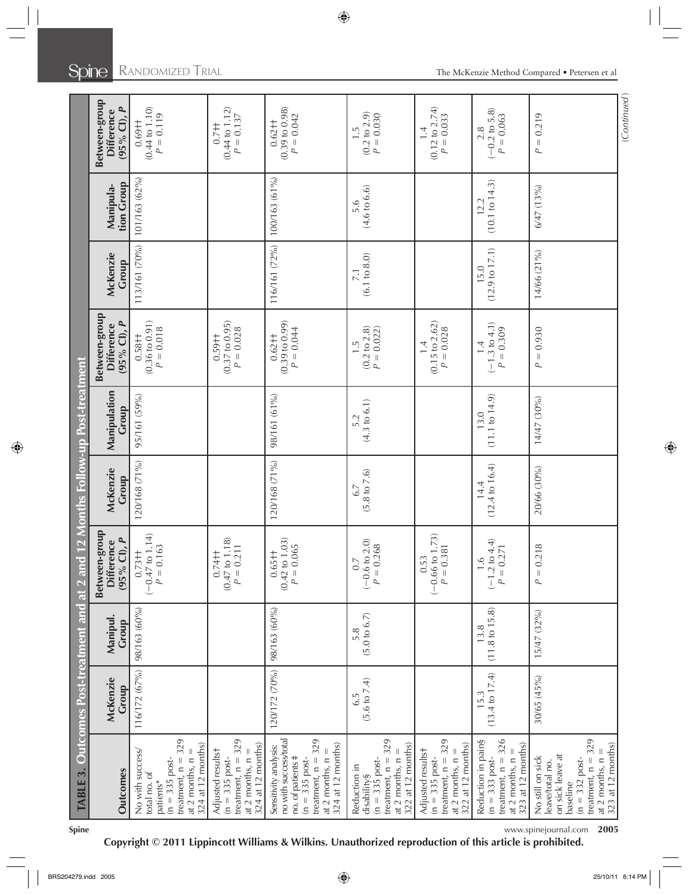**TABLE 3. Outcomes Post-treatment and at 2 and 12 Months Follow-up Post-treatment**

| Outcomes | McKenzie Group | Manipul. Group | Between-group Difference (95% CI), P | McKenzie Group | Manipulation Group | Between-group Difference (95% CI), P | McKenzie Group | Manipulation Group | Between-group Difference (95% CI), P |
|---|---|---|---|---|---|---|---|---|---|
| No with success/total no. of patients* (n = 335 post-treatment, n = 329 at 2 months, n = 324 at 12 months) | 116/172 (67%) | 98/163 (60%) | 0.73‡‡ (−0.47 to 1.14) P = 0.163 | 120/168 (71%) | 95/161 (59%) | 0.58‡‡ (0.36 to 0.91) P = 0.018 | 113/161 (70%) | 101/163 (62%) | 0.69‡‡ (0.44 to 1.10) P = 0.119 |
| Adjusted results† (n = 335 post-treatment, n = 329 at 2 months, n = 324 at 12 months) | | | 0.74‡‡ (0.47 to 1.18) P = 0.211 | | | 0.59‡‡ (0.37 to 0.95) P = 0.028 | | | 0.7‡‡ (0.44 to 1.12) P = 0.137 |
| Sensitivity analysis: no with success/total no. of patients‡ (n = 335 post-treatment, n = 329 at 2 months, n = 324 at 12 months) | 120/172 (70%) | 98/163 (60%) | 0.65‡‡ (0.42 to 1.03) P = 0.065 | 120/168 (71%) | 98/161 (61%) | 0.62‡‡ (0.39 to 0.99) P = 0.044 | 116/161 (72%) | 100/163 (61%) | 0.62‡‡ (0.39 to 0.98) P = 0.042 |
| Reduction in disability§ (n = 335 post-treatment, n = 329 at 2 months, n = 322 at 12 months) | 6.5 (5.6 to 7.4) | 5.8 (5.0 to 6.7) | 0.7 (−0.6 to 2.0) P = 0.268 | 6.7 (5.8 to 7.6) | 5.2 (4.3 to 6.1) | 1.5 (0.2 to 2.8) P = 0.022) | 7.1 (6.1 to 8.0) | 5.6 (4.6 to 6.6) | 1.5 (0.2 to 2.9) P = 0.030 |
| Adjusted results† (n = 335 post-treatment, n = 329 at 2 months, n = 322 at 12 months) | | | 0.53 (−0.66 to 1.73) P = 0.381 | | | 1.4 (0.15 to 2.62) P = 0.028 | | | 1.4 (0.12 to 2.74) P = 0.033 |
| Reduction in pain§ (n = 333 post-treatment, n = 326 at 2 months, n = 323 at 12 months) | 15.3 (13.4 to 17.4) | 13.8 (11.8 to 15.8) | 1.6 (−1.2 to 4.4) P = 0.271 | 14.4 (12.4 to 16.4) | 13.0 (11.1 to 14.9) | 1.4 (−1.3 to 4.1) P = 0.309 | 15.0 (12.9 to 17.1) | 12.2 (10.1 to 14.3) | 2.8 (−0.2 to 5.8) P = 0.063 |
| No still on sick leave/total no. on sick leave at baseline (n = 332 post-treatment, n = 329 at 2 months, n = 323 at 12 months) | 30/65 (45%) | 15/47 (32%) | P = 0.218 | 20/66 (30%) | 14/47 (30%) | P = 0.930 | 14/66 (21%) | 6/47 (13%) | P = 0.219 |

(Continued)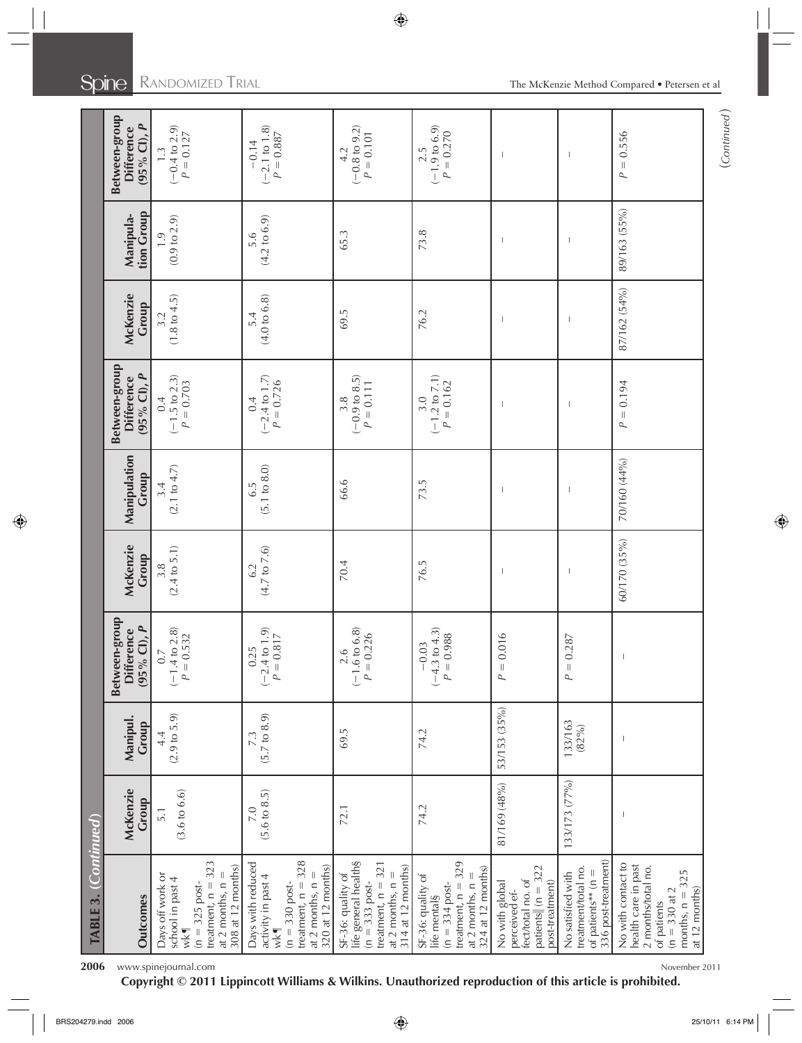**TABLE 3.** *(Continued)*

| Outcomes | McKenzie Group | Manipul. Group | Between-group Difference (95% CI), *P* | McKenzie Group | Manipulation Group | Between-group Difference (95% CI), *P* | McKenzie Group | Manipulation Group | Between-group Difference (95% CI), *P* |
|---|---|---|---|---|---|---|---|---|---|
| Days off work or school in past 4 wk¶ (n = 325 post-treatment, n = 323 at 2 months, n = 308 at 12 months) | 5.1 (3.6 to 6.6) | 4.4 (2.9 to 5.9) | 0.7 (−1.4 to 2.8) $P = 0.532$ | 3.8 (2.4 to 5.1) | 3.4 (2.1 to 4.7) | 0.4 (−1.5 to 2.3) $P = 0.703$ | 3.2 (1.8 to 4.5) | 1.9 (0.9 to 2.9) | 1.3 (−0.4 to 2.9) $P = 0.127$ |
| Days with reduced activity in past 4 wk¶ (n = 330 post-treatment, n = 328 at 2 months, n = 320 at 12 months) | 7.0 (5.6 to 8.5) | 7.3 (5.7 to 8.9) | 0.25 (−2.4 to 1.9) $P = 0.817$ | 6.2 (4.7 to 7.6) | 6.5 (5.1 to 8.0) | 0.4 (−2.4 to 1.7) $P = 0.726$ | 5.4 (4.0 to 6.8) | 5.6 (4.2 to 6.9) | −0.14 (−2.1 to 1.8) $P = 0.887$ |
| SF-36: quality of life general health§ (n = 333 post-treatment, n = 321 at 2 months, n = 314 at 12 months) | 72.1 | 69.5 | 2.6 (−1.6 to 6.8) $P = 0.226$ | 70.4 | 66.6 | 3.8 (−0.9 to 8.5) $P = 0.111$ | 69.5 | 65.3 | 4.2 (−0.8 to 9.2) $P = 0.101$ |
| SF-36: quality of life mental§ (n = 334 post-treatment, n = 329 at 2 months, n = 324 at 12 months) | 74.2 | 74.2 | −0.03 (−4.3 to 4.3) $P = 0.988$ | 76.5 | 73.5 | 3.0 (−1.2 to 7.1) $P = 0.162$ | 76.2 | 73.8 | 2.5 (−1.9 to 6.9) $P = 0.270$ |
| No with global perceived effect/total no. of patients‖ (n = 322 post-treatment) | 81/169 (48%) | 53/153 (35%) | $P = 0.016$ | — | — | — | — | — | — |
| No satisfied with treatment/total no. of patients** (n = 336 post-treatment) | 133/173 (77%) | 133/163 (82%) | $P = 0.287$ | — | — | — | — | — | — |
| No with contact to health care in past 2 months/total no. of patients (n = 330 at 2 months, n = 325 at 12 months) | — | — | — | 60/170 (35%) | 70/160 (44%) | $P = 0.194$ | 87/162 (54%) | 89/163 (55%) | $P = 0.556$ |

*(Continued)*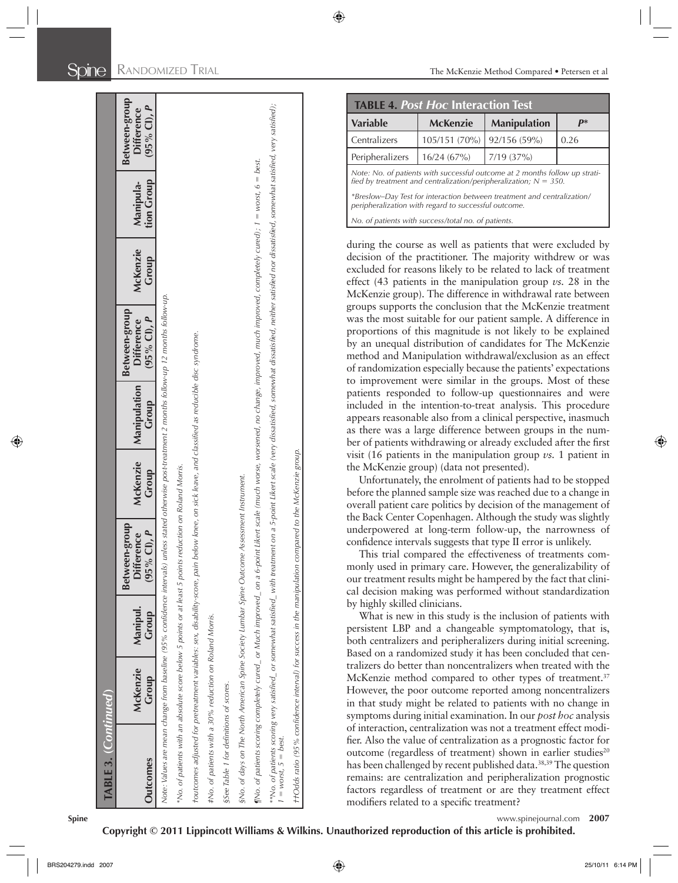**TABLE 3.** *(Continued)*

| Outcomes | McKenzie Group | Manipul. Group | Between-group Difference (95% CI), P | McKenzie Group | Manipulation Group | Between-group Difference (95% CI), P | McKenzie Group | Manipulation Group | Between-group Difference (95% CI), P |
|---|---|---|---|---|---|---|---|---|---|

*Note:* Values are mean change from baseline (95% confidence intervals) unless stated otherwise post-treatment 2 months follow-up 12 months follow-up.

*No. of patients with an absolute score below 5 points or at least 5 points reduction on Roland Morris.

†outcomes adjusted for pretreatment variables: sex, disability-score, pain below knee, on sick leave, and classified as reducible disc syndrome.

‡No. of patients with a 30% reduction on Roland Morris.

§See Table 1 for definitions of scores.

§No. of days on The North American Spine Society Lumbar Spine Outcome Assessment Instrument.

¶No. of patients scoring completely cured_ or Much improved_ on a 6-point Likert scale (much worse, worsened, no change, improved, much improved, completely cured); 1 = worst, 6 = best.

**No. of patients scoring very satisfied_ or somewhat satisfied_ with treatment on a 5-point Likert scale (very dissatisfied, somewhat dissatisfied, neither satisfied nor dissatisfied, somewhat satisfied, very satisfied); 1 = worst, 5 = best.

††Odds ratio (95% confidence interval) for success in the manipulation compared to the McKenzie group.

**TABLE 4.** *Post Hoc* **Interaction Test**

| Variable | McKenzie | Manipulation | $P$* |
|---|---|---|---|
| Centralizers | 105/151 (70%) | 92/156 (59%) | 0.26 |
| Peripheralizers | 16/24 (67%) | 7/19 (37%) | |

*Note:* No. of patients with successful outcome at 2 months follow up stratified by treatment and centralization/peripheralization; $N = 350$.

*Breslow–Day Test for interaction between treatment and centralization/peripheralization with regard to successful outcome.

No. of patients with success/total no. of patients.

during the course as well as patients that were excluded by decision of the practitioner. The majority withdrew or was excluded for reasons likely to be related to lack of treatment effect (43 patients in the manipulation group *vs.* 28 in the McKenzie group). The difference in withdrawal rate between groups supports the conclusion that the McKenzie treatment was the most suitable for our patient sample. A difference in proportions of this magnitude is not likely to be explained by an unequal distribution of candidates for The McKenzie method and Manipulation withdrawal/exclusion as an effect of randomization especially because the patients' expectations to improvement were similar in the groups. Most of these patients responded to follow-up questionnaires and were included in the intention-to-treat analysis. This procedure appears reasonable also from a clinical perspective, inasmuch as there was a large difference between groups in the number of patients withdrawing or already excluded after the first visit (16 patients in the manipulation group *vs.* 1 patient in the McKenzie group) (data not presented).

Unfortunately, the enrolment of patients had to be stopped before the planned sample size was reached due to a change in overall patient care politics by decision of the management of the Back Center Copenhagen. Although the study was slightly underpowered at long-term follow-up, the narrowness of confidence intervals suggests that type II error is unlikely.

This trial compared the effectiveness of treatments commonly used in primary care. However, the generalizability of our treatment results might be hampered by the fact that clinical decision making was performed without standardization by highly skilled clinicians.

What is new in this study is the inclusion of patients with persistent LBP and a changeable symptomatology, that is, both centralizers and peripheralizers during initial screening. Based on a randomized study it has been concluded that centralizers do better than noncentralizers when treated with the McKenzie method compared to other types of treatment.[37] However, the poor outcome reported among noncentralizers in that study might be related to patients with no change in symptoms during initial examination. In our *post hoc* analysis of interaction, centralization was not a treatment effect modifier. Also the value of centralization as a prognostic factor for outcome (regardless of treatment) shown in earlier studies[20] has been challenged by recent published data.[38,39] The question remains: are centralization and peripheralization prognostic factors regardless of treatment or are they treatment effect modifiers related to a specific treatment?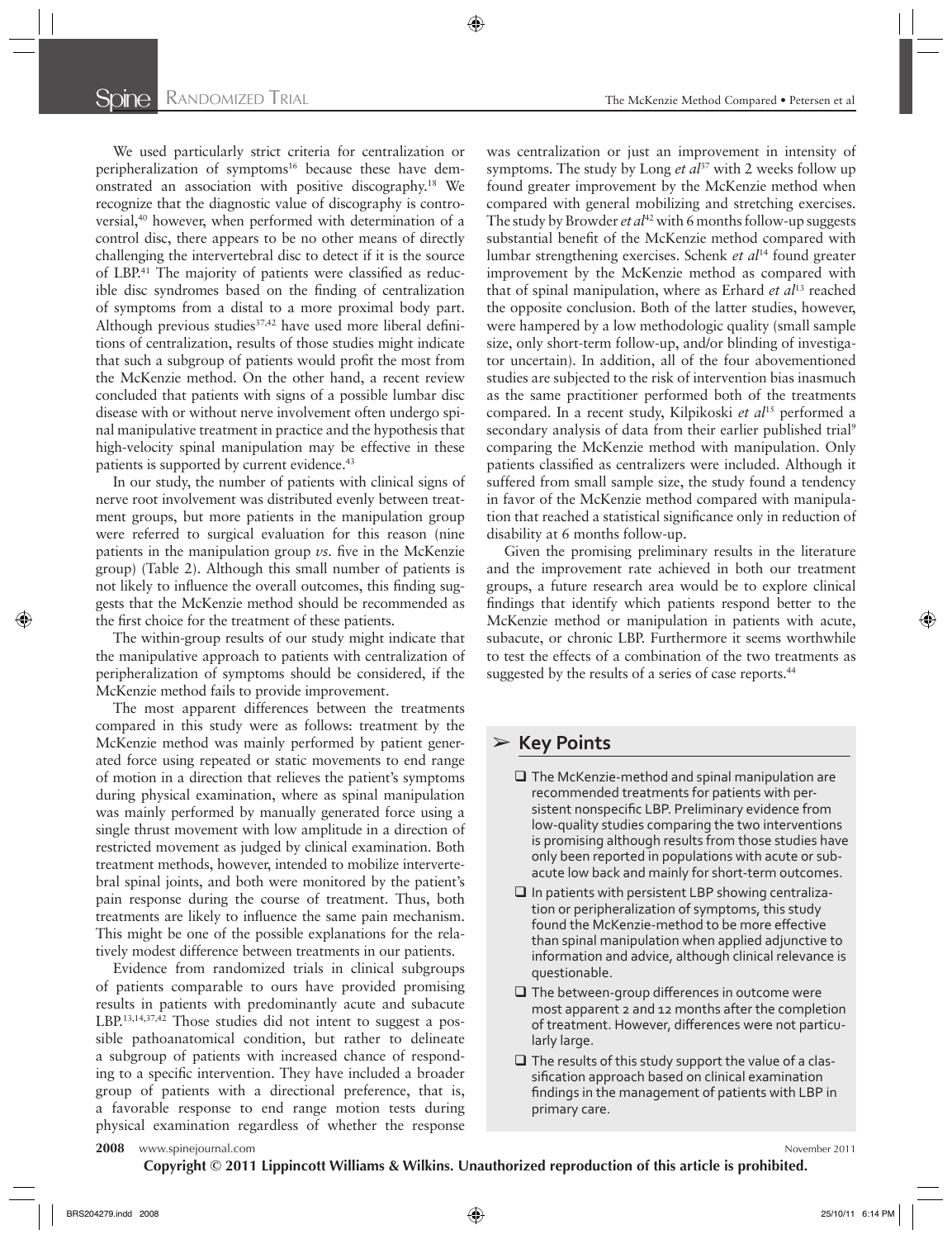We used particularly strict criteria for centralization or peripheralization of symptoms[16] because these have demonstrated an association with positive discography.[18] We recognize that the diagnostic value of discography is controversial,[40] however, when performed with determination of a control disc, there appears to be no other means of directly challenging the intervertebral disc to detect if it is the source of LBP.[41] The majority of patients were classified as reducible disc syndromes based on the finding of centralization of symptoms from a distal to a more proximal body part. Although previous studies[37,42] have used more liberal definitions of centralization, results of those studies might indicate that such a subgroup of patients would profit the most from the McKenzie method. On the other hand, a recent review concluded that patients with signs of a possible lumbar disc disease with or without nerve involvement often undergo spinal manipulative treatment in practice and the hypothesis that high-velocity spinal manipulation may be effective in these patients is supported by current evidence.[43]

In our study, the number of patients with clinical signs of nerve root involvement was distributed evenly between treatment groups, but more patients in the manipulation group were referred to surgical evaluation for this reason (nine patients in the manipulation group *vs.* five in the McKenzie group) (Table 2). Although this small number of patients is not likely to influence the overall outcomes, this finding suggests that the McKenzie method should be recommended as the first choice for the treatment of these patients.

The within-group results of our study might indicate that the manipulative approach to patients with centralization of peripheralization of symptoms should be considered, if the McKenzie method fails to provide improvement.

The most apparent differences between the treatments compared in this study were as follows: treatment by the McKenzie method was mainly performed by patient generated force using repeated or static movements to end range of motion in a direction that relieves the patient's symptoms during physical examination, where as spinal manipulation was mainly performed by manually generated force using a single thrust movement with low amplitude in a direction of restricted movement as judged by clinical examination. Both treatment methods, however, intended to mobilize intervertebral spinal joints, and both were monitored by the patient's pain response during the course of treatment. Thus, both treatments are likely to influence the same pain mechanism. This might be one of the possible explanations for the relatively modest difference between treatments in our patients.

Evidence from randomized trials in clinical subgroups of patients comparable to ours have provided promising results in patients with predominantly acute and subacute LBP.[13,14,37,42] Those studies did not intent to suggest a possible pathoanatomical condition, but rather to delineate a subgroup of patients with increased chance of responding to a specific intervention. They have included a broader group of patients with a directional preference, that is, a favorable response to end range motion tests during physical examination regardless of whether the response was centralization or just an improvement in intensity of symptoms. The study by Long *et al*[37] with 2 weeks follow up found greater improvement by the McKenzie method when compared with general mobilizing and stretching exercises. The study by Browder *et al*[42] with 6 months follow-up suggests substantial benefit of the McKenzie method compared with lumbar strengthening exercises. Schenk *et al*[14] found greater improvement by the McKenzie method as compared with that of spinal manipulation, where as Erhard *et al*[13] reached the opposite conclusion. Both of the latter studies, however, were hampered by a low methodologic quality (small sample size, only short-term follow-up, and/or blinding of investigator uncertain). In addition, all of the four abovementioned studies are subjected to the risk of intervention bias inasmuch as the same practitioner performed both of the treatments compared. In a recent study, Kilpikoski *et al*[15] performed a secondary analysis of data from their earlier published trial[9] comparing the McKenzie method with manipulation. Only patients classified as centralizers were included. Although it suffered from small sample size, the study found a tendency in favor of the McKenzie method compared with manipulation that reached a statistical significance only in reduction of disability at 6 months follow-up.

Given the promising preliminary results in the literature and the improvement rate achieved in both our treatment groups, a future research area would be to explore clinical findings that identify which patients respond better to the McKenzie method or manipulation in patients with acute, subacute, or chronic LBP. Furthermore it seems worthwhile to test the effects of a combination of the two treatments as suggested by the results of a series of case reports.[44]

## Key Points

- The McKenzie-method and spinal manipulation are recommended treatments for patients with persistent nonspecific LBP. Preliminary evidence from low-quality studies comparing the two interventions is promising although results from those studies have only been reported in populations with acute or subacute low back and mainly for short-term outcomes.
- In patients with persistent LBP showing centralization or peripheralization of symptoms, this study found the McKenzie-method to be more effective than spinal manipulation when applied adjunctive to information and advice, although clinical relevance is questionable.
- The between-group differences in outcome were most apparent 2 and 12 months after the completion of treatment. However, differences were not particularly large.
- The results of this study support the value of a classification approach based on clinical examination findings in the management of patients with LBP in primary care.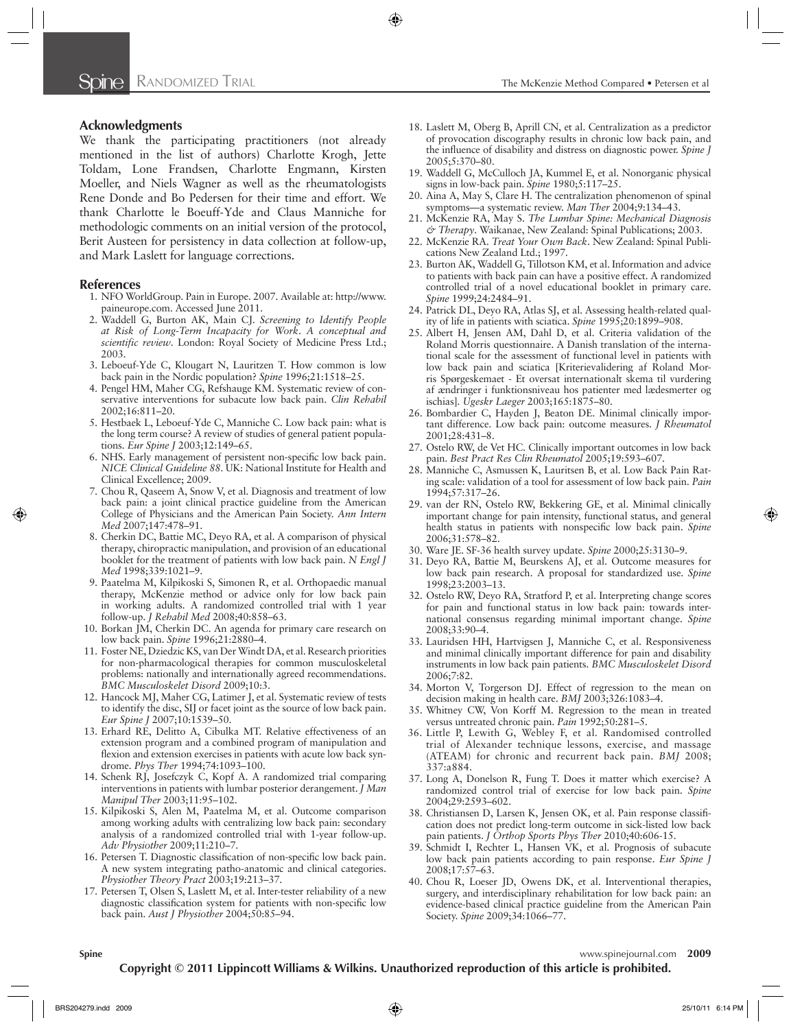## Acknowledgments

We thank the participating practitioners (not already mentioned in the list of authors) Charlotte Krogh, Jette Toldam, Lone Frandsen, Charlotte Engmann, Kirsten Moeller, and Niels Wagner as well as the rheumatologists Rene Donde and Bo Pedersen for their time and effort. We thank Charlotte le Boeuff-Yde and Claus Manniche for methodologic comments on an initial version of the protocol, Berit Austeen for persistency in data collection at follow-up, and Mark Laslett for language corrections.

## References

1. NFO WorldGroup. Pain in Europe. 2007. Available at: http://www.paineurope.com. Accessed June 2011.
2. Waddell G, Burton AK, Main CJ. *Screening to Identify People at Risk of Long-Term Incapacity for Work. A conceptual and scientific review*. London: Royal Society of Medicine Press Ltd.; 2003.
3. Leboeuf-Yde C, Klougart N, Lauritzen T. How common is low back pain in the Nordic population? *Spine* 1996;21:1518–25.
4. Pengel HM, Maher CG, Refshauge KM. Systematic review of conservative interventions for subacute low back pain. *Clin Rehabil* 2002;16:811–20.
5. Hestbaek L, Leboeuf-Yde C, Manniche C. Low back pain: what is the long term course? A review of studies of general patient populations. *Eur Spine J* 2003;12:149–65.
6. NHS. Early management of persistent non-specific low back pain. *NICE Clinical Guideline 88*. UK: National Institute for Health and Clinical Excellence; 2009.
7. Chou R, Qaseem A, Snow V, et al. Diagnosis and treatment of low back pain: a joint clinical practice guideline from the American College of Physicians and the American Pain Society. *Ann Intern Med* 2007;147:478–91.
8. Cherkin DC, Battie MC, Deyo RA, et al. A comparison of physical therapy, chiropractic manipulation, and provision of an educational booklet for the treatment of patients with low back pain. *N Engl J Med* 1998;339:1021–9.
9. Paatelma M, Kilpikoski S, Simonen R, et al. Orthopaedic manual therapy, McKenzie method or advice only for low back pain in working adults. A randomized controlled trial with 1 year follow-up. *J Rehabil Med* 2008;40:858–63.
10. Borkan JM, Cherkin DC. An agenda for primary care research on low back pain. *Spine* 1996;21:2880–4.
11. Foster NE, Dziedzic KS, van Der Windt DA, et al. Research priorities for non-pharmacological therapies for common musculoskeletal problems: nationally and internationally agreed recommendations. *BMC Musculoskelet Disord* 2009;10:3.
12. Hancock MJ, Maher CG, Latimer J, et al. Systematic review of tests to identify the disc, SIJ or facet joint as the source of low back pain. *Eur Spine J* 2007;10:1539–50.
13. Erhard RE, Delitto A, Cibulka MT. Relative effectiveness of an extension program and a combined program of manipulation and flexion and extension exercises in patients with acute low back syndrome. *Phys Ther* 1994;74:1093–100.
14. Schenk RJ, Josefczyk C, Kopf A. A randomized trial comparing interventions in patients with lumbar posterior derangement. *J Man Manipul Ther* 2003;11:95–102.
15. Kilpikoski S, Alen M, Paatelma M, et al. Outcome comparison among working adults with centralizing low back pain: secondary analysis of a randomized controlled trial with 1-year follow-up. *Adv Physiother* 2009;11:210–7.
16. Petersen T. Diagnostic classification of non-specific low back pain. A new system integrating patho-anatomic and clinical categories. *Physiother Theory Pract* 2003;19:213–37.
17. Petersen T, Olsen S, Laslett M, et al. Inter-tester reliability of a new diagnostic classification system for patients with non-specific low back pain. *Aust J Physiother* 2004;50:85–94.
18. Laslett M, Oberg B, Aprill CN, et al. Centralization as a predictor of provocation discography results in chronic low back pain, and the influence of disability and distress on diagnostic power. *Spine J* 2005;5:370–80.
19. Waddell G, McCulloch JA, Kummel E, et al. Nonorganic physical signs in low-back pain. *Spine* 1980;5:117–25.
20. Aina A, May S, Clare H. The centralization phenomenon of spinal symptoms—a systematic review. *Man Ther* 2004;9:134–43.
21. McKenzie RA, May S. *The Lumbar Spine: Mechanical Diagnosis & Therapy*. Waikanae, New Zealand: Spinal Publications; 2003.
22. McKenzie RA. *Treat Your Own Back*. New Zealand: Spinal Publications New Zealand Ltd.; 1997.
23. Burton AK, Waddell G, Tillotson KM, et al. Information and advice to patients with back pain can have a positive effect. A randomized controlled trial of a novel educational booklet in primary care. *Spine* 1999;24:2484–91.
24. Patrick DL, Deyo RA, Atlas SJ, et al. Assessing health-related quality of life in patients with sciatica. *Spine* 1995;20:1899–908.
25. Albert H, Jensen AM, Dahl D, et al. Criteria validation of the Roland Morris questionnaire. A Danish translation of the international scale for the assessment of functional level in patients with low back pain and sciatica [Kriterievalidering af Roland Morris Spørgeskemaet - Et oversat internationalt skema til vurdering af ændringer i funktionsniveau hos patienter med lædesmerter og ischias]. *Ugeskr Laeger* 2003;165:1875–80.
26. Bombardier C, Hayden J, Beaton DE. Minimal clinically important difference. Low back pain: outcome measures. *J Rheumatol* 2001;28:431–8.
27. Ostelo RW, de Vet HC. Clinically important outcomes in low back pain. *Best Pract Res Clin Rheumatol* 2005;19:593–607.
28. Manniche C, Asmussen K, Lauritsen B, et al. Low Back Pain Rating scale: validation of a tool for assessment of low back pain. *Pain* 1994;57:317–26.
29. van der RN, Ostelo RW, Bekkering GE, et al. Minimal clinically important change for pain intensity, functional status, and general health status in patients with nonspecific low back pain. *Spine* 2006;31:578–82.
30. Ware JE. SF-36 health survey update. *Spine* 2000;25:3130–9.
31. Deyo RA, Battie M, Beurskens AJ, et al. Outcome measures for low back pain research. A proposal for standardized use. *Spine* 1998;23:2003–13.
32. Ostelo RW, Deyo RA, Stratford P, et al. Interpreting change scores for pain and functional status in low back pain: towards international consensus regarding minimal important change. *Spine* 2008;33:90–4.
33. Lauridsen HH, Hartvigsen J, Manniche C, et al. Responsiveness and minimal clinically important difference for pain and disability instruments in low back pain patients. *BMC Musculoskelet Disord* 2006;7:82.
34. Morton V, Torgerson DJ. Effect of regression to the mean on decision making in health care. *BMJ* 2003;326:1083–4.
35. Whitney CW, Von Korff M. Regression to the mean in treated versus untreated chronic pain. *Pain* 1992;50:281–5.
36. Little P, Lewith G, Webley F, et al. Randomised controlled trial of Alexander technique lessons, exercise, and massage (ATEAM) for chronic and recurrent back pain. *BMJ* 2008; 337:a884.
37. Long A, Donelson R, Fung T. Does it matter which exercise? A randomized control trial of exercise for low back pain. *Spine* 2004;29:2593–602.
38. Christiansen D, Larsen K, Jensen OK, et al. Pain response classification does not predict long-term outcome in sick-listed low back pain patients. *J Orthop Sports Phys Ther* 2010;40:606-15.
39. Schmidt I, Rechter L, Hansen VK, et al. Prognosis of subacute low back pain patients according to pain response. *Eur Spine J* 2008;17:57–63.
40. Chou R, Loeser JD, Owens DK, et al. Interventional therapies, surgery, and interdisciplinary rehabilitation for low back pain: an evidence-based clinical practice guideline from the American Pain Society. *Spine* 2009;34:1066–77.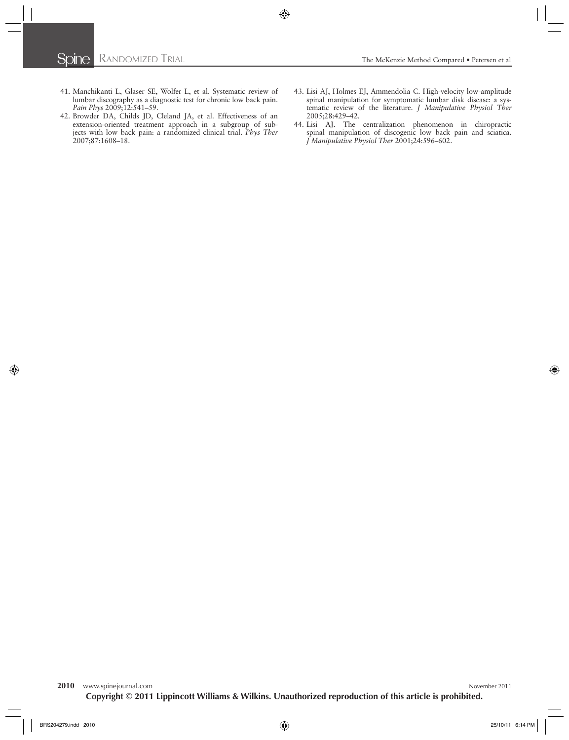41. Manchikanti L, Glaser SE, Wolfer L, et al. Systematic review of lumbar discography as a diagnostic test for chronic low back pain. *Pain Phys* 2009;12:541–59.
42. Browder DA, Childs JD, Cleland JA, et al. Effectiveness of an extension-oriented treatment approach in a subgroup of subjects with low back pain: a randomized clinical trial. *Phys Ther* 2007;87:1608–18.
43. Lisi AJ, Holmes EJ, Ammendolia C. High-velocity low-amplitude spinal manipulation for symptomatic lumbar disk disease: a systematic review of the literature. *J Manipulative Physiol Ther* 2005;28:429–42.
44. Lisi AJ. The centralization phenomenon in chiropractic spinal manipulation of discogenic low back pain and sciatica. *J Manipulative Physiol Ther* 2001;24:596–602.